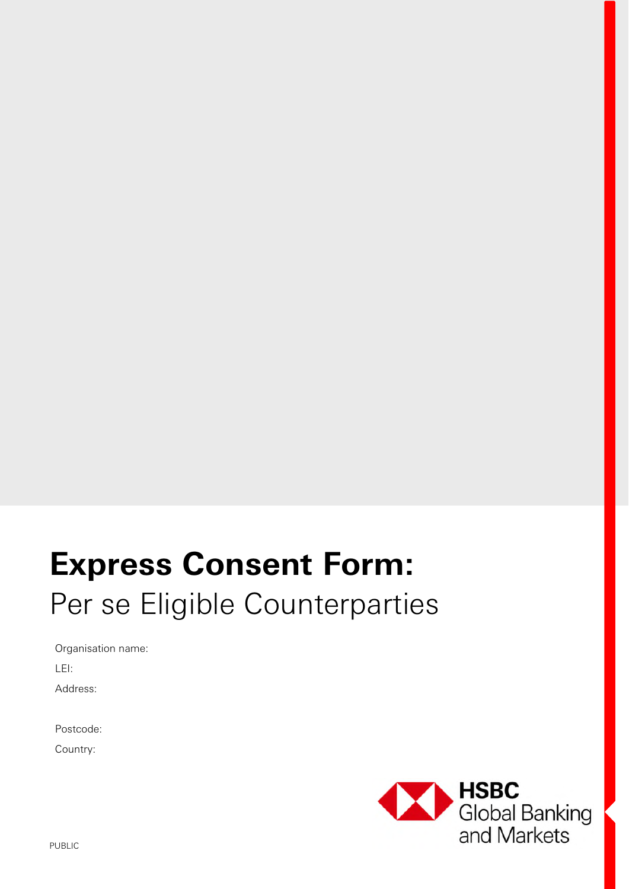# Express Consent Form:

Per se Eligible Counterparties

Organisation name:

LEI:

Address:

Postcode:

Country:

HSBC Global Banking and Markets

PUBLIC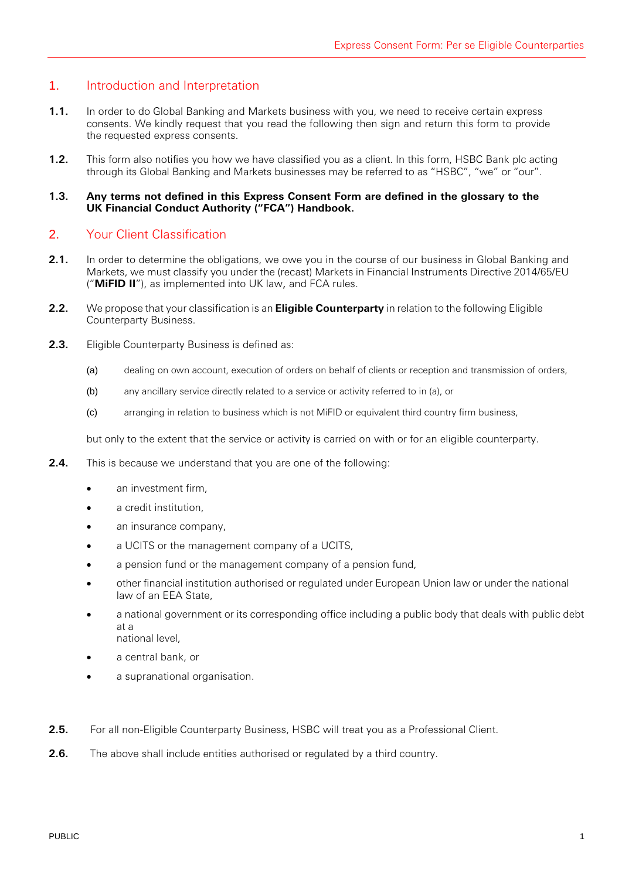## 1. Introduction and Interpretation

**1.1.** In order to do Global Banking and Markets business with you, we need to receive certain express consents. We kindly request that you read the following then sign and return this form to provide the requested express consents.

**1.2.** This form also notifies you how we have classified you as a client. In this form, HSBC Bank plc acting through its Global Banking and Markets businesses may be referred to as "HSBC", "we" or "our".

**1.3. Any terms not defined in this Express Consent Form are defined in the glossary to the UK Financial Conduct Authority ("FCA") Handbook.**

## 2. Your Client Classification

**2.1.** In order to determine the obligations, we owe you in the course of our business in Global Banking and Markets, we must classify you under the (recast) Markets in Financial Instruments Directive 2014/65/EU ("**MiFID II**"), as implemented into UK law, and FCA rules.

**2.2.** We propose that your classification is an **Eligible Counterparty** in relation to the following Eligible Counterparty Business.

**2.3.** Eligible Counterparty Business is defined as:

(a) dealing on own account, execution of orders on behalf of clients or reception and transmission of orders,

(b) any ancillary service directly related to a service or activity referred to in (a), or

(c) arranging in relation to business which is not MiFID or equivalent third country firm business,

but only to the extent that the service or activity is carried on with or for an eligible counterparty.

**2.4.** This is because we understand that you are one of the following:

- an investment firm,
- a credit institution,
- an insurance company,
- a UCITS or the management company of a UCITS,
- a pension fund or the management company of a pension fund,
- other financial institution authorised or regulated under European Union law or under the national law of an EEA State,
- a national government or its corresponding office including a public body that deals with public debt at a national level,
- a central bank, or
- a supranational organisation.

**2.5.** For all non-Eligible Counterparty Business, HSBC will treat you as a Professional Client.

**2.6.** The above shall include entities authorised or regulated by a third country.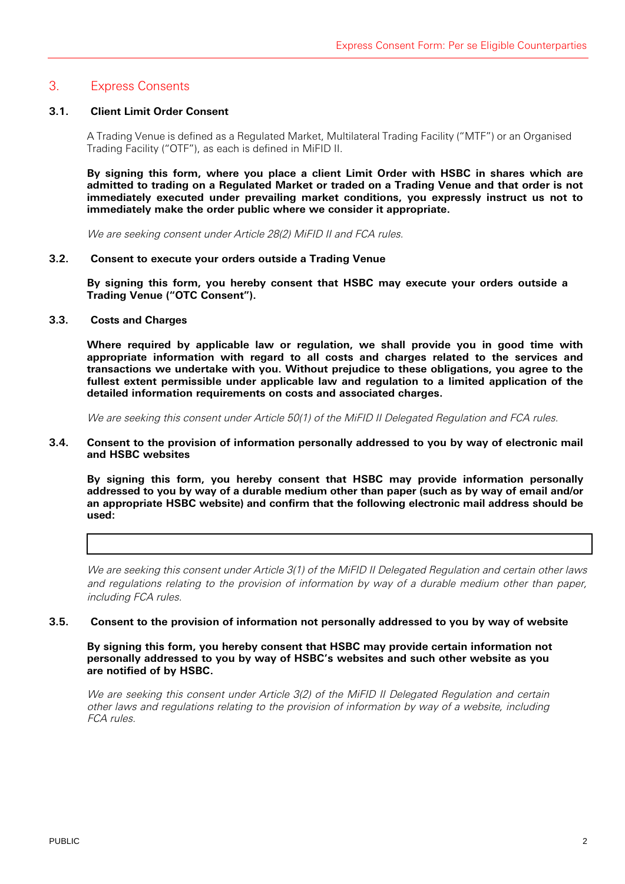## 3. Express Consents

### 3.1. Client Limit Order Consent

A Trading Venue is defined as a Regulated Market, Multilateral Trading Facility ("MTF") or an Organised Trading Facility ("OTF"), as each is defined in MiFID II.

**By signing this form, where you place a client Limit Order with HSBC in shares which are admitted to trading on a Regulated Market or traded on a Trading Venue and that order is not immediately executed under prevailing market conditions, you expressly instruct us not to immediately make the order public where we consider it appropriate.**

*We are seeking consent under Article 28(2) MiFID II and FCA rules.*

### 3.2. Consent to execute your orders outside a Trading Venue

**By signing this form, you hereby consent that HSBC may execute your orders outside a Trading Venue ("OTC Consent").**

### 3.3. Costs and Charges

**Where required by applicable law or regulation, we shall provide you in good time with appropriate information with regard to all costs and charges related to the services and transactions we undertake with you. Without prejudice to these obligations, you agree to the fullest extent permissible under applicable law and regulation to a limited application of the detailed information requirements on costs and associated charges.**

*We are seeking this consent under Article 50(1) of the MiFID II Delegated Regulation and FCA rules.*

### 3.4. Consent to the provision of information personally addressed to you by way of electronic mail and HSBC websites

**By signing this form, you hereby consent that HSBC may provide information personally addressed to you by way of a durable medium other than paper (such as by way of email and/or an appropriate HSBC website) and confirm that the following electronic mail address should be used:**

| |
|---|
| |

*We are seeking this consent under Article 3(1) of the MiFID II Delegated Regulation and certain other laws and regulations relating to the provision of information by way of a durable medium other than paper, including FCA rules.*

### 3.5. Consent to the provision of information not personally addressed to you by way of website

**By signing this form, you hereby consent that HSBC may provide certain information not personally addressed to you by way of HSBC's websites and such other website as you are notified of by HSBC.**

*We are seeking this consent under Article 3(2) of the MiFID II Delegated Regulation and certain other laws and regulations relating to the provision of information by way of a website, including FCA rules.*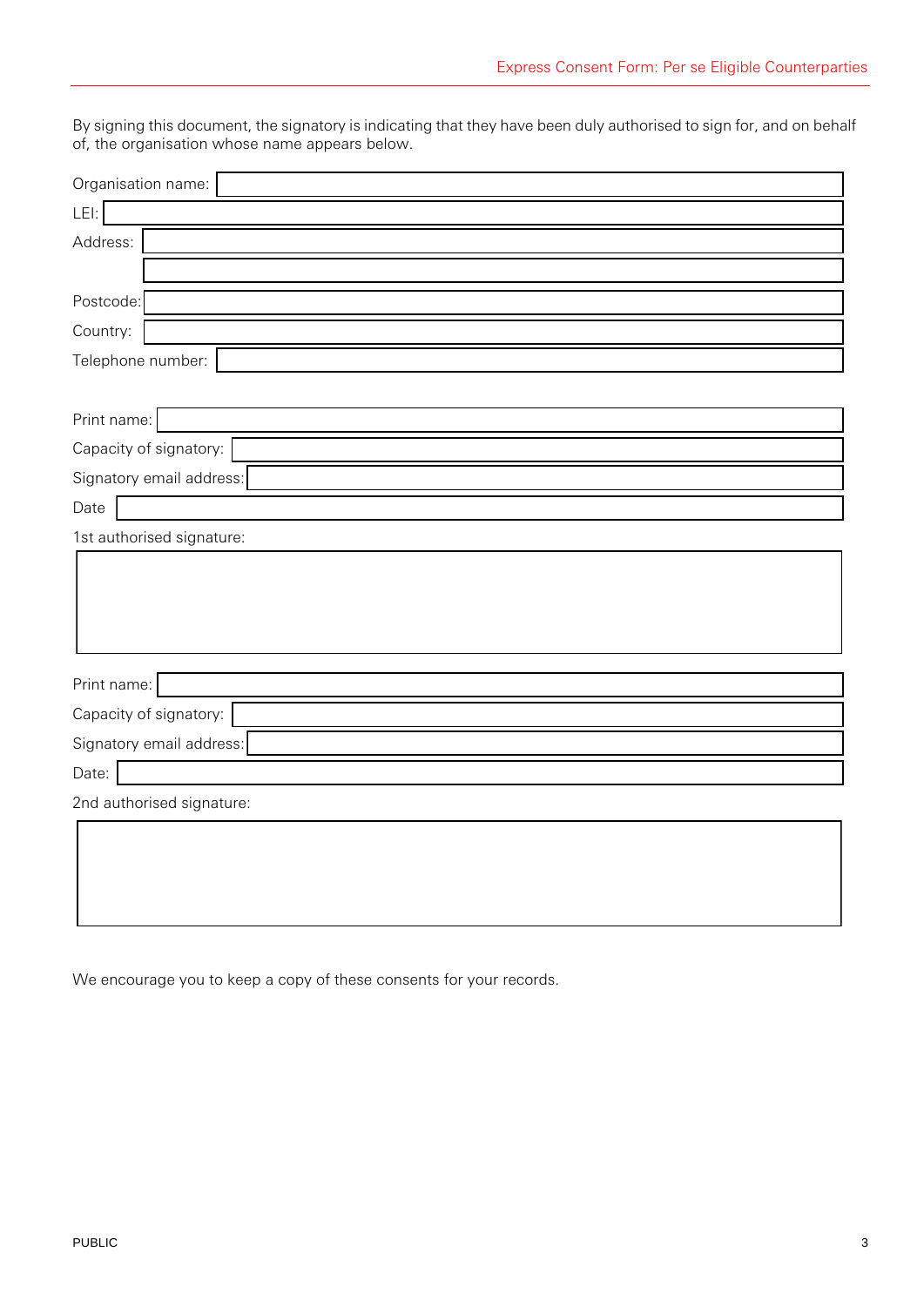By signing this document, the signatory is indicating that they have been duly authorised to sign for, and on behalf of, the organisation whose name appears below.

Organisation name:

LEI:

Address:

Postcode:

Country:

Telephone number:

Print name:

Capacity of signatory:

Signatory email address:

Date

1st authorised signature:

Print name:

Capacity of signatory:

Signatory email address:

Date:

2nd authorised signature:

We encourage you to keep a copy of these consents for your records.